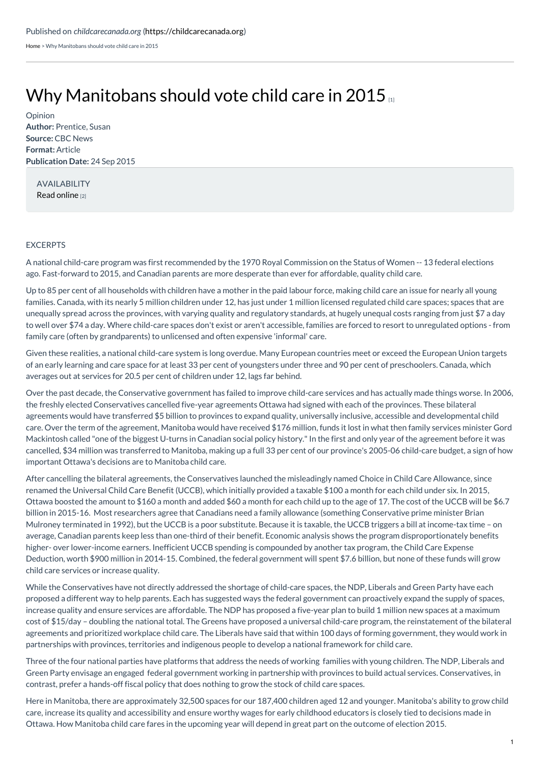Published on *childcarecanada.org* (https://childcarecanada.org)

Home > Why Manitobans should vote child care in 2015

# Why Manitobans should vote child care in 2015 [1]

Opinion
**Author:** Prentice, Susan
**Source:** CBC News
**Format:** Article
**Publication Date:** 24 Sep 2015

AVAILABILITY
Read online [2]

EXCERPTS

A national child-care program was first recommended by the 1970 Royal Commission on the Status of Women -- 13 federal elections ago. Fast-forward to 2015, and Canadian parents are more desperate than ever for affordable, quality child care.

Up to 85 per cent of all households with children have a mother in the paid labour force, making child care an issue for nearly all young families. Canada, with its nearly 5 million children under 12, has just under 1 million licensed regulated child care spaces; spaces that are unequally spread across the provinces, with varying quality and regulatory standards, at hugely unequal costs ranging from just $7 a day to well over $74 a day. Where child-care spaces don't exist or aren't accessible, families are forced to resort to unregulated options - from family care (often by grandparents) to unlicensed and often expensive 'informal' care.

Given these realities, a national child-care system is long overdue. Many European countries meet or exceed the European Union targets of an early learning and care space for at least 33 per cent of youngsters under three and 90 per cent of preschoolers. Canada, which averages out at services for 20.5 per cent of children under 12, lags far behind.

Over the past decade, the Conservative government has failed to improve child-care services and has actually made things worse. In 2006, the freshly elected Conservatives cancelled five-year agreements Ottawa had signed with each of the provinces. These bilateral agreements would have transferred $5 billion to provinces to expand quality, universally inclusive, accessible and developmental child care. Over the term of the agreement, Manitoba would have received $176 million, funds it lost in what then family services minister Gord Mackintosh called "one of the biggest U-turns in Canadian social policy history." In the first and only year of the agreement before it was cancelled, $34 million was transferred to Manitoba, making up a full 33 per cent of our province's 2005-06 child-care budget, a sign of how important Ottawa's decisions are to Manitoba child care.

After cancelling the bilateral agreements, the Conservatives launched the misleadingly named Choice in Child Care Allowance, since renamed the Universal Child Care Benefit (UCCB), which initially provided a taxable $100 a month for each child under six. In 2015, Ottawa boosted the amount to $160 a month and added $60 a month for each child up to the age of 17. The cost of the UCCB will be $6.7 billion in 2015-16. Most researchers agree that Canadians need a family allowance (something Conservative prime minister Brian Mulroney terminated in 1992), but the UCCB is a poor substitute. Because it is taxable, the UCCB triggers a bill at income-tax time – on average, Canadian parents keep less than one-third of their benefit. Economic analysis shows the program disproportionately benefits higher- over lower-income earners. Inefficient UCCB spending is compounded by another tax program, the Child Care Expense Deduction, worth $900 million in 2014-15. Combined, the federal government will spent $7.6 billion, but none of these funds will grow child care services or increase quality.

While the Conservatives have not directly addressed the shortage of child-care spaces, the NDP, Liberals and Green Party have each proposed a different way to help parents. Each has suggested ways the federal government can proactively expand the supply of spaces, increase quality and ensure services are affordable. The NDP has proposed a five-year plan to build 1 million new spaces at a maximum cost of $15/day – doubling the national total. The Greens have proposed a universal child-care program, the reinstatement of the bilateral agreements and prioritized workplace child care. The Liberals have said that within 100 days of forming government, they would work in partnerships with provinces, territories and indigenous people to develop a national framework for child care.

Three of the four national parties have platforms that address the needs of working families with young children. The NDP, Liberals and Green Party envisage an engaged federal government working in partnership with provinces to build actual services. Conservatives, in contrast, prefer a hands-off fiscal policy that does nothing to grow the stock of child care spaces.

Here in Manitoba, there are approximately 32,500 spaces for our 187,400 children aged 12 and younger. Manitoba's ability to grow child care, increase its quality and accessibility and ensure worthy wages for early childhood educators is closely tied to decisions made in Ottawa. How Manitoba child care fares in the upcoming year will depend in great part on the outcome of election 2015.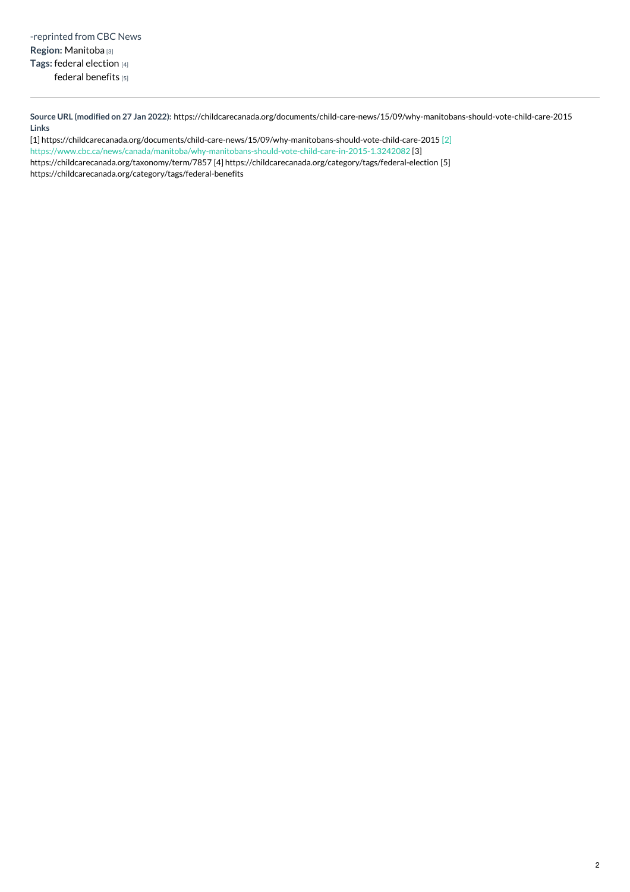-reprinted from CBC News

**Region:** Manitoba [3]

**Tags:** federal election [4]

federal benefits [5]

---

**Source URL (modified on 27 Jan 2022):** https://childcarecanada.org/documents/child-care-news/15/09/why-manitobans-should-vote-child-care-2015

**Links**

[1] https://childcarecanada.org/documents/child-care-news/15/09/why-manitobans-should-vote-child-care-2015 [2] https://www.cbc.ca/news/canada/manitoba/why-manitobans-should-vote-child-care-in-2015-1.3242082 [3] https://childcarecanada.org/taxonomy/term/7857 [4] https://childcarecanada.org/category/tags/federal-election [5] https://childcarecanada.org/category/tags/federal-benefits